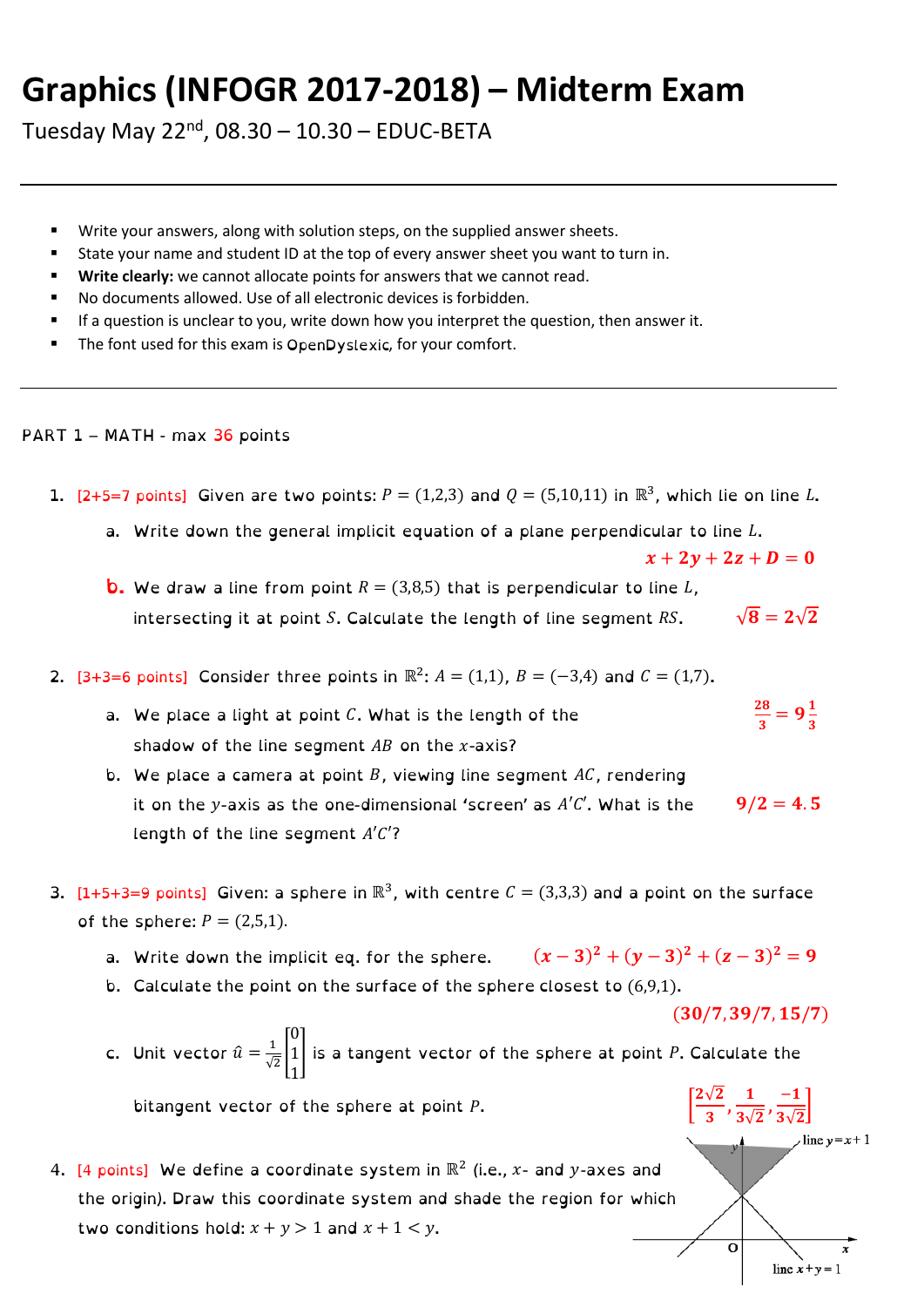# Graphics (INFOGR 2017-2018) – Midterm Exam

Tuesday May 22nd, 08.30 – 10.30 – EDUC-BETA

---

- Write your answers, along with solution steps, on the supplied answer sheets.
- State your name and student ID at the top of every answer sheet you want to turn in.
- **Write clearly:** we cannot allocate points for answers that we cannot read.
- No documents allowed. Use of all electronic devices is forbidden.
- If a question is unclear to you, write down how you interpret the question, then answer it.
- The font used for this exam is OpenDyslexic, for your comfort.

---

PART 1 – MATH - max 36 points

1. [2+5=7 points] Given are two points: $P = (1,2,3)$ and $Q = (5,10,11)$ in $\mathbb{R}^3$, which lie on line $L$.

   a. Write down the general implicit equation of a plane perpendicular to line $L$.

   $$\boldsymbol{x + 2y + 2z + D = 0}$$

   b. We draw a line from point $R = (3,8,5)$ that is perpendicular to line $L$, intersecting it at point $S$. Calculate the length of line segment $RS$. $\sqrt{8} = 2\sqrt{2}$

2. [3+3=6 points] Consider three points in $\mathbb{R}^2$: $A = (1,1)$, $B = (-3,4)$ and $C = (1,7)$.

   a. We place a light at point $C$. What is the length of the shadow of the line segment $AB$ on the $x$-axis? $\frac{28}{3} = 9\frac{1}{3}$

   b. We place a camera at point $B$, viewing line segment $AC$, rendering it on the $y$-axis as the one-dimensional 'screen' as $A'C'$. What is the length of the line segment $A'C'$? $\mathbf{9/2 = 4.5}$

3. [1+5+3=9 points] Given: a sphere in $\mathbb{R}^3$, with centre $C = (3,3,3)$ and a point on the surface of the sphere: $P = (2,5,1)$.

   a. Write down the implicit eq. for the sphere. $\boldsymbol{(x-3)^2 + (y-3)^2 + (z-3)^2 = 9}$

   b. Calculate the point on the surface of the sphere closest to $(6,9,1)$.

   $$\mathbf{(30/7, 39/7, 15/7)}$$

   c. Unit vector $\hat{u} = \frac{1}{\sqrt{2}}\begin{bmatrix}0\\1\\1\end{bmatrix}$ is a tangent vector of the sphere at point $P$. Calculate the bitangent vector of the sphere at point $P$. $\left[\frac{2\sqrt{2}}{3}, \frac{1}{3\sqrt{2}}, \frac{-1}{3\sqrt{2}}\right]$

4. [4 points] We define a coordinate system in $\mathbb{R}^2$ (i.e., $x$- and $y$-axes and the origin). Draw this coordinate system and shade the region for which two conditions hold: $x + y > 1$ and $x + 1 < y$.

   line $y = x + 1$

   line $x + y = 1$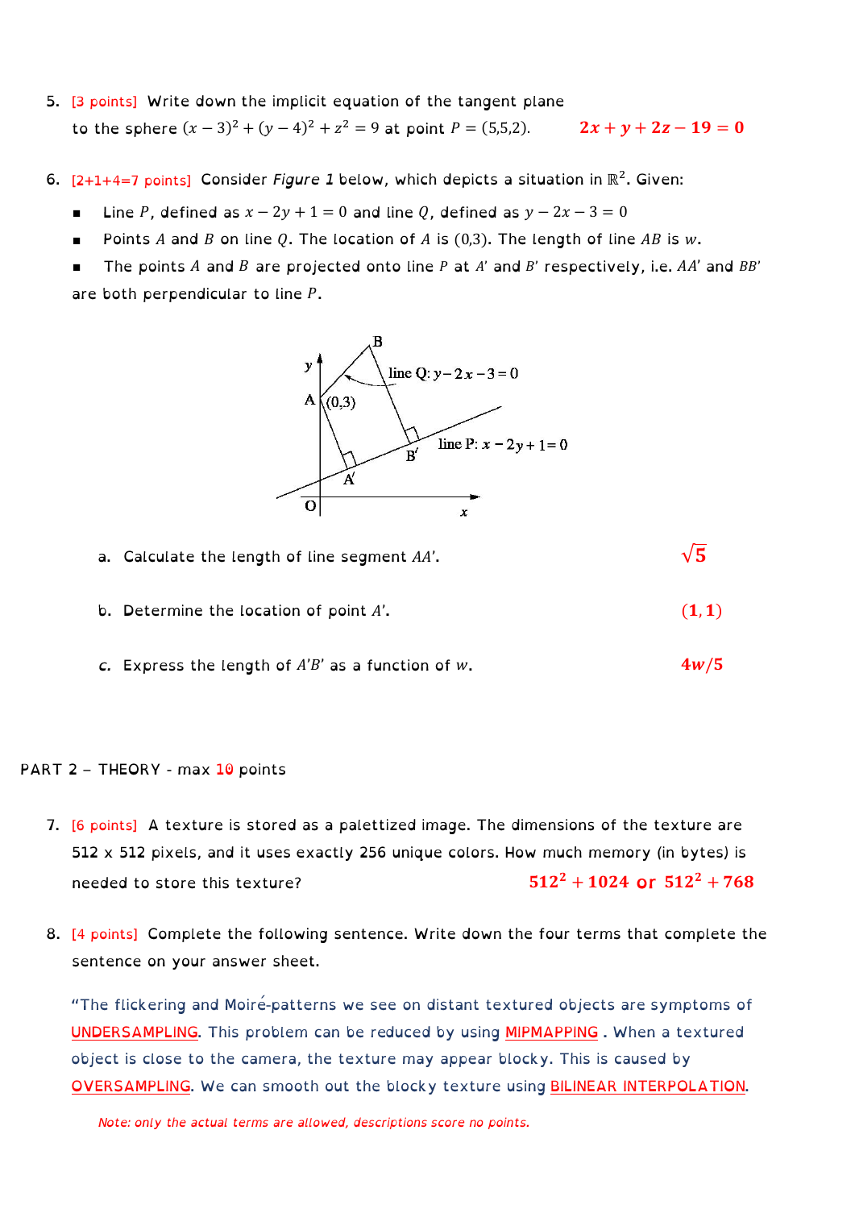5. [3 points] Write down the implicit equation of the tangent plane to the sphere $(x-3)^2 + (y-4)^2 + z^2 = 9$ at point $P = (5,5,2)$. $\mathbf{2x + y + 2z - 19 = 0}$

6. [2+1+4=7 points] Consider *Figure 1* below, which depicts a situation in $\mathbb{R}^2$. Given:

   - Line $P$, defined as $x - 2y + 1 = 0$ and line $Q$, defined as $y - 2x - 3 = 0$
   - Points $A$ and $B$ on line $Q$. The location of $A$ is $(0,3)$. The length of line $AB$ is $w$.
   - The points $A$ and $B$ are projected onto line $P$ at $A'$ and $B'$ respectively, i.e. $AA'$ and $BB'$ are both perpendicular to line $P$.

B

y

line Q: $y - 2x - 3 = 0$

A (0,3)

line P: $x - 2y + 1 = 0$

B′

A′

O

x

   a. Calculate the length of line segment $AA'$. $\sqrt{5}$

   b. Determine the location of point $A'$. $(1,1)$

   c. Express the length of $A'B'$ as a function of $w$. $4w/5$

PART 2 – THEORY - max 10 points

7. [6 points] A texture is stored as a palettized image. The dimensions of the texture are 512 x 512 pixels, and it uses exactly 256 unique colors. How much memory (in bytes) is needed to store this texture? $\mathbf{512^2 + 1024}$ or $\mathbf{512^2 + 768}$

8. [4 points] Complete the following sentence. Write down the four terms that complete the sentence on your answer sheet.

   "The flickering and Moiré-patterns we see on distant textured objects are symptoms of UNDERSAMPLING. This problem can be reduced by using MIPMAPPING . When a textured object is close to the camera, the texture may appear blocky. This is caused by OVERSAMPLING. We can smooth out the blocky texture using BILINEAR INTERPOLATION.

   *Note: only the actual terms are allowed, descriptions score no points.*